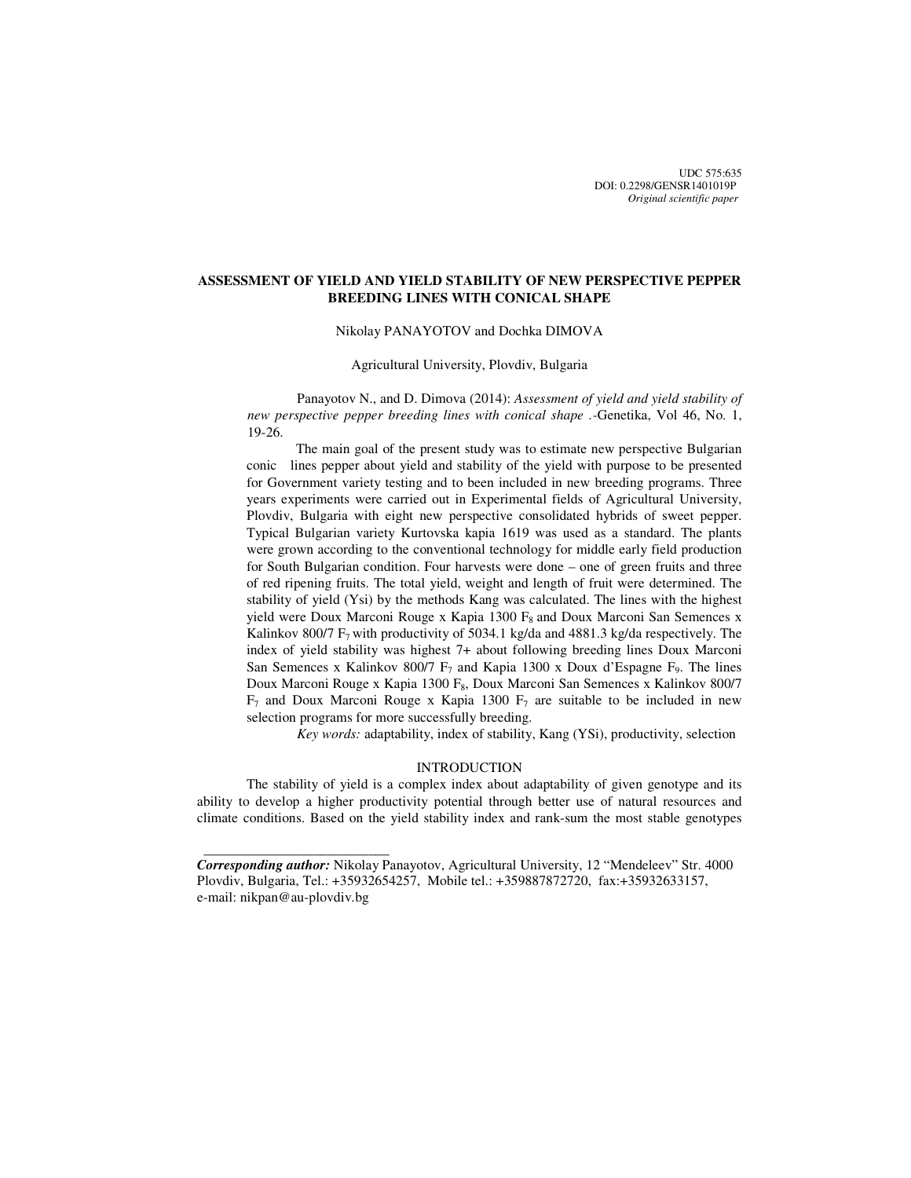UDC 575:635
DOI: 0.2298/GENSR1401019P
*Original scientific paper*

# ASSESSMENT OF YIELD AND YIELD STABILITY OF NEW PERSPECTIVE PEPPER BREEDING LINES WITH CONICAL SHAPE

Nikolay PANAYOTOV and Dochka DIMOVA

Agricultural University, Plovdiv, Bulgaria

Panayotov N., and D. Dimova (2014): *Assessment of yield and yield stability of new perspective pepper breeding lines with conical shape* .-Genetika, Vol 46, No. 1, 19-26.

The main goal of the present study was to estimate new perspective Bulgarian conic lines pepper about yield and stability of the yield with purpose to be presented for Government variety testing and to been included in new breeding programs. Three years experiments were carried out in Experimental fields of Agricultural University, Plovdiv, Bulgaria with eight new perspective consolidated hybrids of sweet pepper. Typical Bulgarian variety Kurtovska kapia 1619 was used as a standard. The plants were grown according to the conventional technology for middle early field production for South Bulgarian condition. Four harvests were done – one of green fruits and three of red ripening fruits. The total yield, weight and length of fruit were determined. The stability of yield (Ysi) by the methods Kang was calculated. The lines with the highest yield were Doux Marconi Rouge x Kapia 1300 $F_8$ and Doux Marconi San Semences x Kalinkov 800/7 $F_7$ with productivity of 5034.1 kg/da and 4881.3 kg/da respectively. The index of yield stability was highest 7+ about following breeding lines Doux Marconi San Semences x Kalinkov 800/7 $F_7$ and Kapia 1300 x Doux d'Espagne $F_9$. The lines Doux Marconi Rouge x Kapia 1300 $F_8$, Doux Marconi San Semences x Kalinkov 800/7 $F_7$ and Doux Marconi Rouge x Kapia 1300 $F_7$ are suitable to be included in new selection programs for more successfully breeding.

*Key words:* adaptability, index of stability, Kang (YSi), productivity, selection

## INTRODUCTION

The stability of yield is a complex index about adaptability of given genotype and its ability to develop a higher productivity potential through better use of natural resources and climate conditions. Based on the yield stability index and rank-sum the most stable genotypes

---

***Corresponding author:*** Nikolay Panayotov, Agricultural University, 12 "Mendeleev" Str. 4000 Plovdiv, Bulgaria, Tel.: +35932654257, Mobile tel.: +359887872720, fax:+35932633157, e-mail: nikpan@au-plovdiv.bg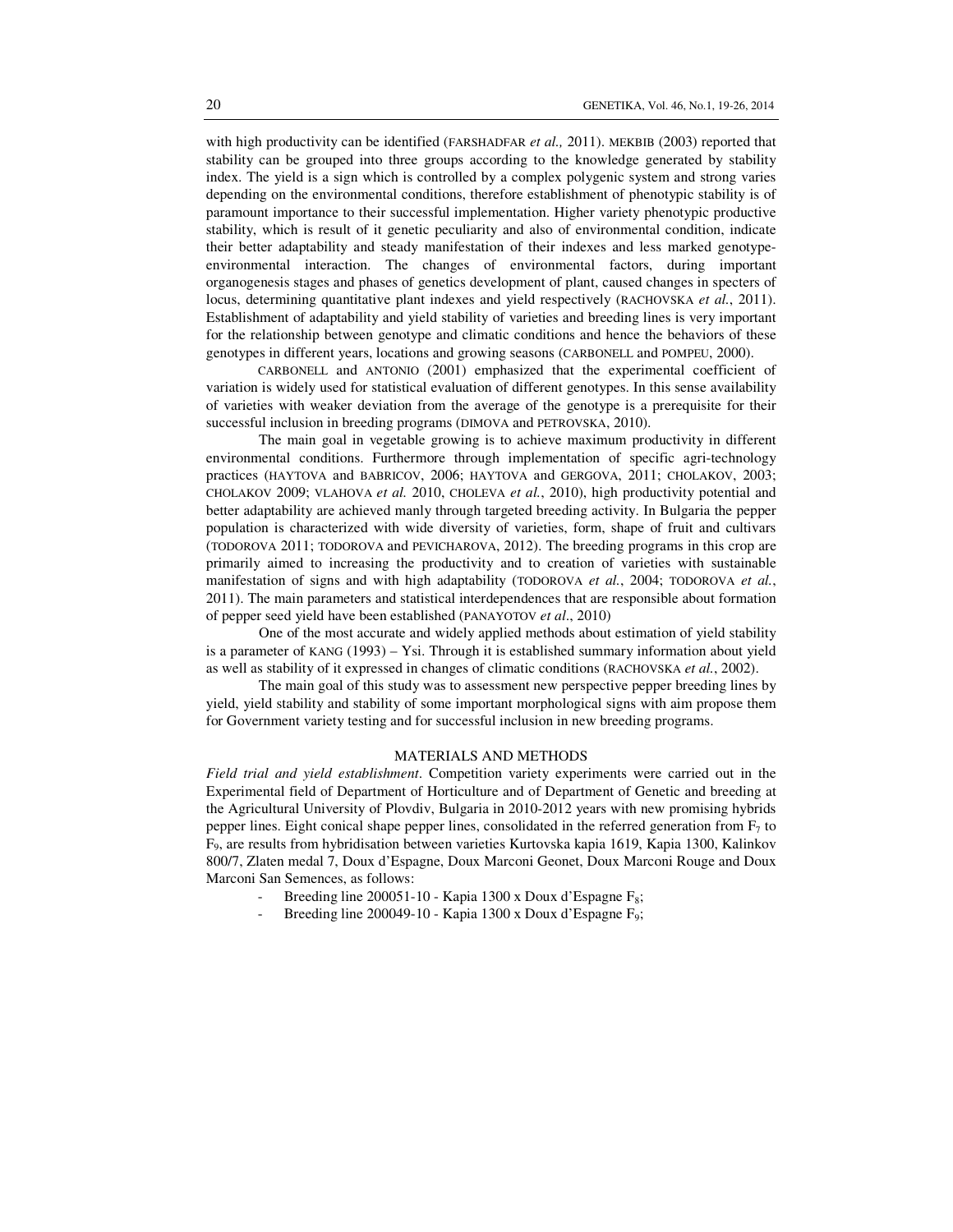with high productivity can be identified (FARSHADFAR *et al.,* 2011). MEKBIB (2003) reported that stability can be grouped into three groups according to the knowledge generated by stability index. The yield is a sign which is controlled by a complex polygenic system and strong varies depending on the environmental conditions, therefore establishment of phenotypic stability is of paramount importance to their successful implementation. Higher variety phenotypic productive stability, which is result of it genetic peculiarity and also of environmental condition, indicate their better adaptability and steady manifestation of their indexes and less marked genotype-environmental interaction. The changes of environmental factors, during important organogenesis stages and phases of genetics development of plant, caused changes in specters of locus, determining quantitative plant indexes and yield respectively (RACHOVSKA *et al.*, 2011). Establishment of adaptability and yield stability of varieties and breeding lines is very important for the relationship between genotype and climatic conditions and hence the behaviors of these genotypes in different years, locations and growing seasons (CARBONELL and POMPEU, 2000).

CARBONELL and ANTONIO (2001) emphasized that the experimental coefficient of variation is widely used for statistical evaluation of different genotypes. In this sense availability of varieties with weaker deviation from the average of the genotype is a prerequisite for their successful inclusion in breeding programs (DIMOVA and PETROVSKA, 2010).

The main goal in vegetable growing is to achieve maximum productivity in different environmental conditions. Furthermore through implementation of specific agri-technology practices (HAYTOVA and BABRICOV, 2006; HAYTOVA and GERGOVA, 2011; CHOLAKOV, 2003; CHOLAKOV 2009; VLAHOVA *et al.* 2010, CHOLEVA *et al.*, 2010), high productivity potential and better adaptability are achieved manly through targeted breeding activity. In Bulgaria the pepper population is characterized with wide diversity of varieties, form, shape of fruit and cultivars (TODOROVA 2011; TODOROVA and PEVICHAROVA, 2012). The breeding programs in this crop are primarily aimed to increasing the productivity and to creation of varieties with sustainable manifestation of signs and with high adaptability (TODOROVA *et al.*, 2004; TODOROVA *et al.*, 2011). The main parameters and statistical interdependences that are responsible about formation of pepper seed yield have been established (PANAYOTOV *et al*., 2010)

One of the most accurate and widely applied methods about estimation of yield stability is a parameter of KANG (1993) – Ysi. Through it is established summary information about yield as well as stability of it expressed in changes of climatic conditions (RACHOVSKA *et al.*, 2002).

The main goal of this study was to assessment new perspective pepper breeding lines by yield, yield stability and stability of some important morphological signs with aim propose them for Government variety testing and for successful inclusion in new breeding programs.

## MATERIALS AND METHODS

*Field trial and yield establishment*. Competition variety experiments were carried out in the Experimental field of Department of Horticulture and of Department of Genetic and breeding at the Agricultural University of Plovdiv, Bulgaria in 2010-2012 years with new promising hybrids pepper lines. Eight conical shape pepper lines, consolidated in the referred generation from $F_7$ to $F_9$, are results from hybridisation between varieties Kurtovska kapia 1619, Kapia 1300, Kalinkov 800/7, Zlaten medal 7, Doux d'Espagne, Doux Marconi Geonet, Doux Marconi Rouge and Doux Marconi San Semences, as follows:

- Breeding line 200051-10 - Kapia 1300 x Doux d'Espagne $F_8$;
- Breeding line 200049-10 - Kapia 1300 x Doux d'Espagne $F_9$;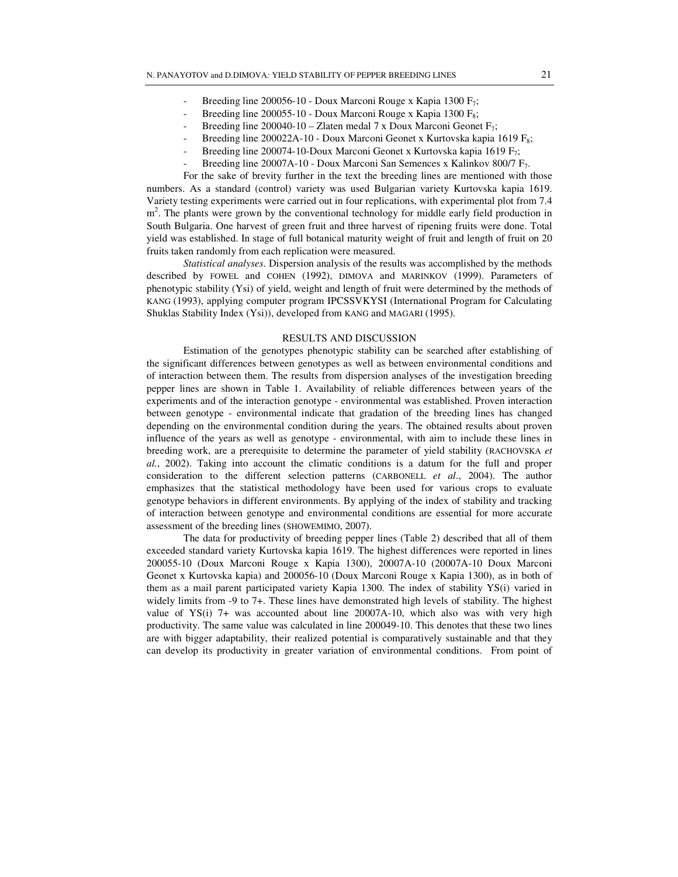- Breeding line 200056-10 - Doux Marconi Rouge x Kapia 1300 $F_7$;
- Breeding line 200055-10 - Doux Marconi Rouge x Kapia 1300 $F_8$;
- Breeding line 200040-10 – Zlaten medal 7 x Doux Marconi Geonet $F_7$;
- Breeding line 200022A-10 - Doux Marconi Geonet x Kurtovska kapia 1619 $F_8$;
- Breeding line 200074-10-Doux Marconi Geonet x Kurtovska kapia 1619 $F_7$;
- Breeding line 20007A-10 - Doux Marconi San Semences x Kalinkov 800/7 $F_7$.

For the sake of brevity further in the text the breeding lines are mentioned with those numbers. As a standard (control) variety was used Bulgarian variety Kurtovska kapia 1619. Variety testing experiments were carried out in four replications, with experimental plot from 7.4 $m^2$. The plants were grown by the conventional technology for middle early field production in South Bulgaria. One harvest of green fruit and three harvest of ripening fruits were done. Total yield was established. In stage of full botanical maturity weight of fruit and length of fruit on 20 fruits taken randomly from each replication were measured.

*Statistical analyses*. Dispersion analysis of the results was accomplished by the methods described by FOWEL and COHEN (1992), DIMOVA and MARINKOV (1999). Parameters of phenotypic stability (Ysi) of yield, weight and length of fruit were determined by the methods of KANG (1993), applying computer program IPCSSVKYSI (International Program for Calculating Shuklas Stability Index (Ysi)), developed from KANG and MAGARI (1995).

## RESULTS AND DISCUSSION

Estimation of the genotypes phenotypic stability can be searched after establishing of the significant differences between genotypes as well as between environmental conditions and of interaction between them. The results from dispersion analyses of the investigation breeding pepper lines are shown in Table 1. Availability of reliable differences between years of the experiments and of the interaction genotype - environmental was established. Proven interaction between genotype - environmental indicate that gradation of the breeding lines has changed depending on the environmental condition during the years. The obtained results about proven influence of the years as well as genotype - environmental, with aim to include these lines in breeding work, are a prerequisite to determine the parameter of yield stability (RACHOVSKA *et al.*, 2002). Taking into account the climatic conditions is a datum for the full and proper consideration to the different selection patterns (CARBONELL *et al*., 2004). The author emphasizes that the statistical methodology have been used for various crops to evaluate genotype behaviors in different environments. By applying of the index of stability and tracking of interaction between genotype and environmental conditions are essential for more accurate assessment of the breeding lines (SHOWEMIMO, 2007).

The data for productivity of breeding pepper lines (Table 2) described that all of them exceeded standard variety Kurtovska kapia 1619. The highest differences were reported in lines 200055-10 (Doux Marconi Rouge x Kapia 1300), 20007A-10 (20007A-10 Doux Marconi Geonet x Kurtovska kapia) and 200056-10 (Doux Marconi Rouge x Kapia 1300), as in both of them as a mail parent participated variety Kapia 1300. The index of stability YS(i) varied in widely limits from -9 to 7+. These lines have demonstrated high levels of stability. The highest value of YS(i) 7+ was accounted about line 20007A-10, which also was with very high productivity. The same value was calculated in line 200049-10. This denotes that these two lines are with bigger adaptability, their realized potential is comparatively sustainable and that they can develop its productivity in greater variation of environmental conditions. From point of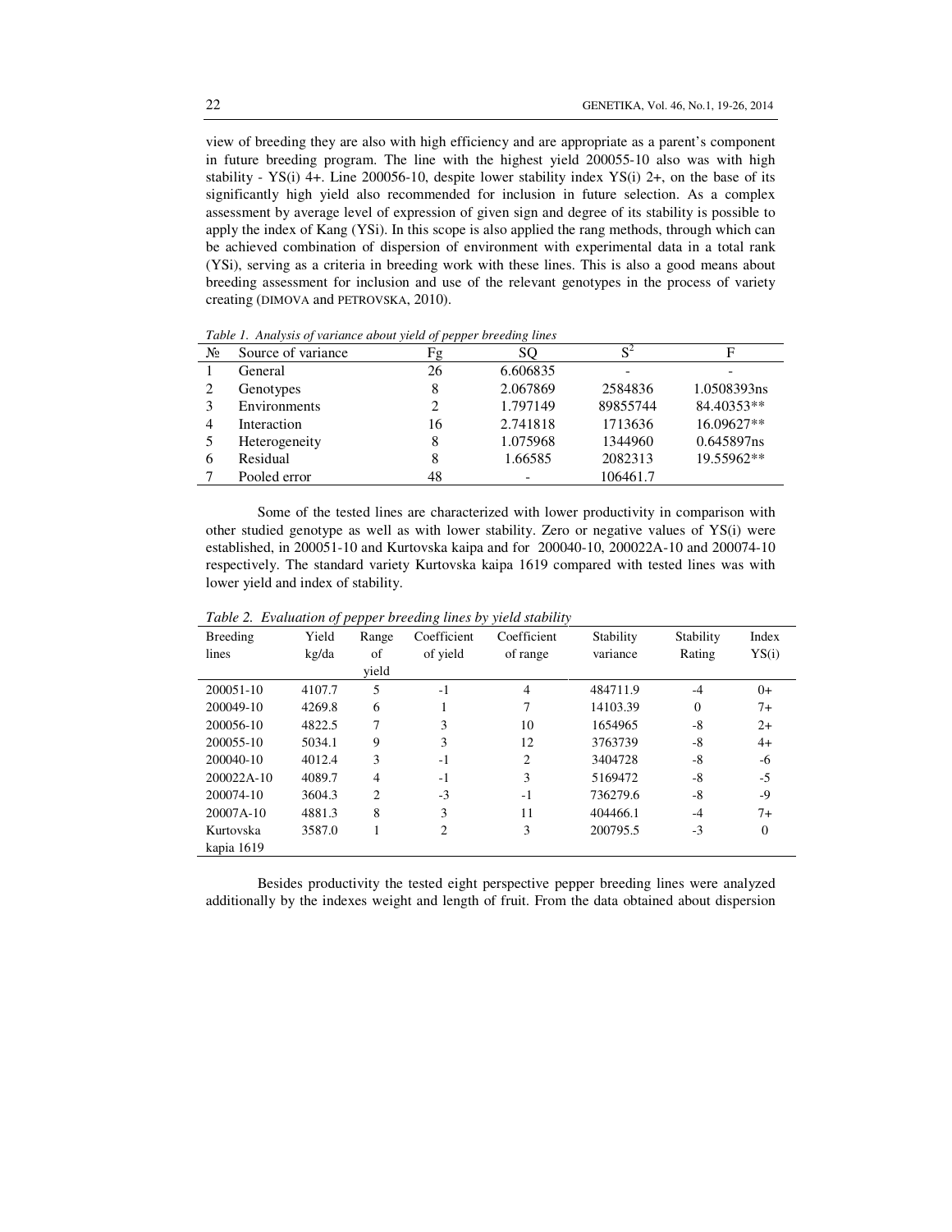view of breeding they are also with high efficiency and are appropriate as a parent's component in future breeding program. The line with the highest yield 200055-10 also was with high stability - YS(i) 4+. Line 200056-10, despite lower stability index YS(i) 2+, on the base of its significantly high yield also recommended for inclusion in future selection. As a complex assessment by average level of expression of given sign and degree of its stability is possible to apply the index of Kang (YSi). In this scope is also applied the rang methods, through which can be achieved combination of dispersion of environment with experimental data in a total rank (YSi), serving as a criteria in breeding work with these lines. This is also a good means about breeding assessment for inclusion and use of the relevant genotypes in the process of variety creating (DIMOVA and PETROVSKA, 2010).

*Table 1. Analysis of variance about yield of pepper breeding lines*

| № | Source of variance | Fg | SQ | $S^2$ | F |
|---|---|---|---|---|---|
| 1 | General | 26 | 6.606835 | - | - |
| 2 | Genotypes | 8 | 2.067869 | 2584836 | 1.0508393ns |
| 3 | Environments | 2 | 1.797149 | 89855744 | 84.40353** |
| 4 | Interaction | 16 | 2.741818 | 1713636 | 16.09627** |
| 5 | Heterogeneity | 8 | 1.075968 | 1344960 | 0.645897ns |
| 6 | Residual | 8 | 1.66585 | 2082313 | 19.55962** |
| 7 | Pooled error | 48 | - | 106461.7 | |

Some of the tested lines are characterized with lower productivity in comparison with other studied genotype as well as with lower stability. Zero or negative values of YS(i) were established, in 200051-10 and Kurtovska kaipa and for 200040-10, 200022A-10 and 200074-10 respectively. The standard variety Kurtovska kaipa 1619 compared with tested lines was with lower yield and index of stability.

*Table 2. Evaluation of pepper breeding lines by yield stability*

| Breeding lines | Yield kg/da | Range of yield | Coefficient of yield | Coefficient of range | Stability variance | Stability Rating | Index YS(i) |
|---|---|---|---|---|---|---|---|
| 200051-10 | 4107.7 | 5 | -1 | 4 | 484711.9 | -4 | 0+ |
| 200049-10 | 4269.8 | 6 | 1 | 7 | 14103.39 | 0 | 7+ |
| 200056-10 | 4822.5 | 7 | 3 | 10 | 1654965 | -8 | 2+ |
| 200055-10 | 5034.1 | 9 | 3 | 12 | 3763739 | -8 | 4+ |
| 200040-10 | 4012.4 | 3 | -1 | 2 | 3404728 | -8 | -6 |
| 200022A-10 | 4089.7 | 4 | -1 | 3 | 5169472 | -8 | -5 |
| 200074-10 | 3604.3 | 2 | -3 | -1 | 736279.6 | -8 | -9 |
| 20007A-10 | 4881.3 | 8 | 3 | 11 | 404466.1 | -4 | 7+ |
| Kurtovska kapia 1619 | 3587.0 | 1 | 2 | 3 | 200795.5 | -3 | 0 |

Besides productivity the tested eight perspective pepper breeding lines were analyzed additionally by the indexes weight and length of fruit. From the data obtained about dispersion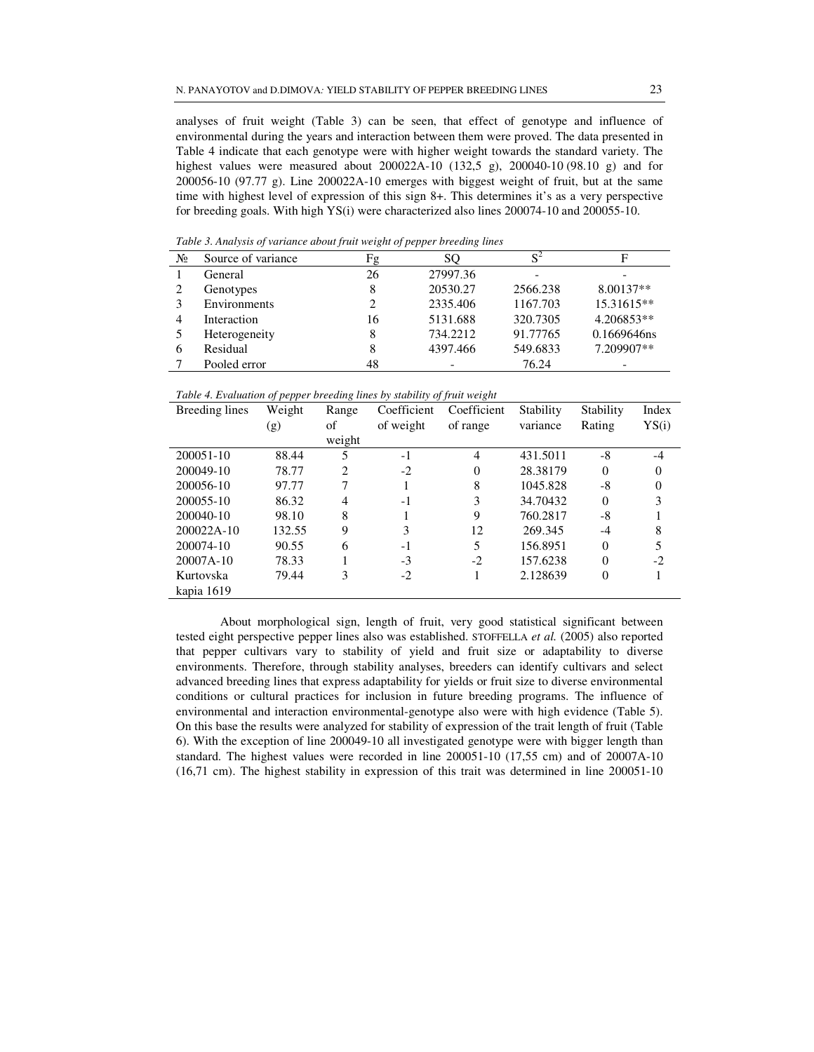analyses of fruit weight (Table 3) can be seen, that effect of genotype and influence of environmental during the years and interaction between them were proved. The data presented in Table 4 indicate that each genotype were with higher weight towards the standard variety. The highest values were measured about 200022A-10 (132,5 g), 200040-10 (98.10 g) and for 200056-10 (97.77 g). Line 200022A-10 emerges with biggest weight of fruit, but at the same time with highest level of expression of this sign 8+. This determines it's as a very perspective for breeding goals. With high YS(i) were characterized also lines 200074-10 and 200055-10.

*Table 3. Analysis of variance about fruit weight of pepper breeding lines*

| № | Source of variance | Fg | SQ | $S^2$ | F |
|---|---|---|---|---|---|
| 1 | General | 26 | 27997.36 | - | - |
| 2 | Genotypes | 8 | 20530.27 | 2566.238 | 8.00137** |
| 3 | Environments | 2 | 2335.406 | 1167.703 | 15.31615** |
| 4 | Interaction | 16 | 5131.688 | 320.7305 | 4.206853** |
| 5 | Heterogeneity | 8 | 734.2212 | 91.77765 | 0.1669646ns |
| 6 | Residual | 8 | 4397.466 | 549.6833 | 7.209907** |
| 7 | Pooled error | 48 | - | 76.24 | - |

*Table 4. Evaluation of pepper breeding lines by stability of fruit weight*

| Breeding lines | Weight (g) | Range of weight | Coefficient of weight | Coefficient of range | Stability variance | Stability Rating | Index YS(i) |
|---|---|---|---|---|---|---|---|
| 200051-10 | 88.44 | 5 | -1 | 4 | 431.5011 | -8 | -4 |
| 200049-10 | 78.77 | 2 | -2 | 0 | 28.38179 | 0 | 0 |
| 200056-10 | 97.77 | 7 | 1 | 8 | 1045.828 | -8 | 0 |
| 200055-10 | 86.32 | 4 | -1 | 3 | 34.70432 | 0 | 3 |
| 200040-10 | 98.10 | 8 | 1 | 9 | 760.2817 | -8 | 1 |
| 200022A-10 | 132.55 | 9 | 3 | 12 | 269.345 | -4 | 8 |
| 200074-10 | 90.55 | 6 | -1 | 5 | 156.8951 | 0 | 5 |
| 20007A-10 | 78.33 | 1 | -3 | -2 | 157.6238 | 0 | -2 |
| Kurtovska kapia 1619 | 79.44 | 3 | -2 | 1 | 2.128639 | 0 | 1 |

About morphological sign, length of fruit, very good statistical significant between tested eight perspective pepper lines also was established. STOFFELLA *et al.* (2005) also reported that pepper cultivars vary to stability of yield and fruit size or adaptability to diverse environments. Therefore, through stability analyses, breeders can identify cultivars and select advanced breeding lines that express adaptability for yields or fruit size to diverse environmental conditions or cultural practices for inclusion in future breeding programs. The influence of environmental and interaction environmental-genotype also were with high evidence (Table 5). On this base the results were analyzed for stability of expression of the trait length of fruit (Table 6). With the exception of line 200049-10 all investigated genotype were with bigger length than standard. The highest values were recorded in line 200051-10 (17,55 cm) and of 20007A-10 (16,71 cm). The highest stability in expression of this trait was determined in line 200051-10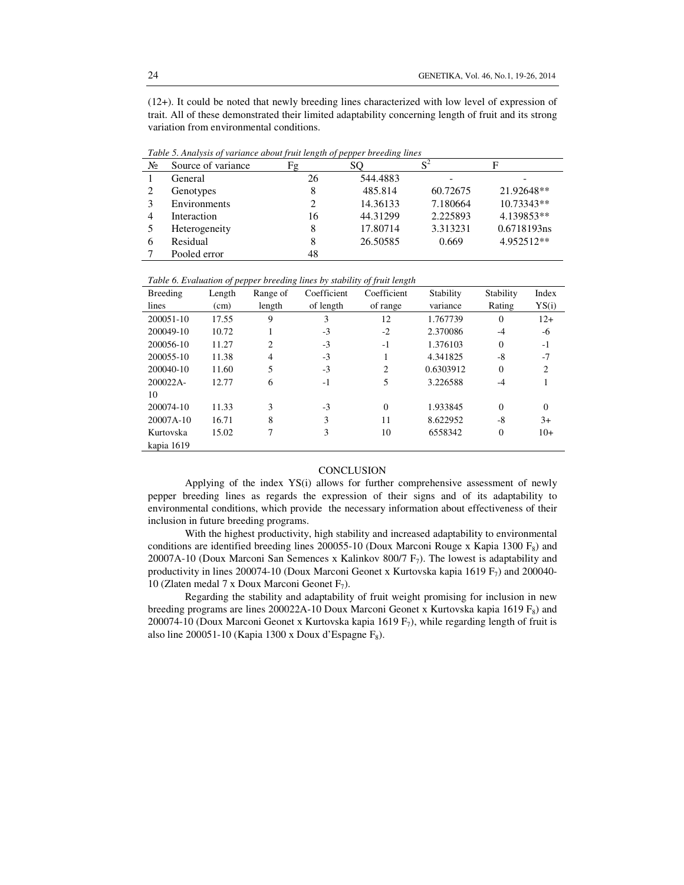(12+). It could be noted that newly breeding lines characterized with low level of expression of trait. All of these demonstrated their limited adaptability concerning length of fruit and its strong variation from environmental conditions.

*Table 5. Analysis of variance about fruit length of pepper breeding lines*

| № | Source of variance | Fg | SQ | $S^2$ | F |
|---|---|---|---|---|---|
| 1 | General | 26 | 544.4883 | - | - |
| 2 | Genotypes | 8 | 485.814 | 60.72675 | 21.92648** |
| 3 | Environments | 2 | 14.36133 | 7.180664 | 10.73343** |
| 4 | Interaction | 16 | 44.31299 | 2.225893 | 4.139853** |
| 5 | Heterogeneity | 8 | 17.80714 | 3.313231 | 0.6718193ns |
| 6 | Residual | 8 | 26.50585 | 0.669 | 4.952512** |
| 7 | Pooled error | 48 | | | |

*Table 6. Evaluation of pepper breeding lines by stability of fruit length*

| Breeding lines | Length (cm) | Range of length | Coefficient of length | Coefficient of range | Stability variance | Stability Rating | Index YS(i) |
|---|---|---|---|---|---|---|---|
| 200051-10 | 17.55 | 9 | 3 | 12 | 1.767739 | 0 | 12+ |
| 200049-10 | 10.72 | 1 | -3 | -2 | 2.370086 | -4 | -6 |
| 200056-10 | 11.27 | 2 | -3 | -1 | 1.376103 | 0 | -1 |
| 200055-10 | 11.38 | 4 | -3 | 1 | 4.341825 | -8 | -7 |
| 200040-10 | 11.60 | 5 | -3 | 2 | 0.6303912 | 0 | 2 |
| 200022A-10 | 12.77 | 6 | -1 | 5 | 3.226588 | -4 | 1 |
| 200074-10 | 11.33 | 3 | -3 | 0 | 1.933845 | 0 | 0 |
| 20007A-10 | 16.71 | 8 | 3 | 11 | 8.622952 | -8 | 3+ |
| Kurtovska kapia 1619 | 15.02 | 7 | 3 | 10 | 6558342 | 0 | 10+ |

## CONCLUSION

Applying of the index YS(i) allows for further comprehensive assessment of newly pepper breeding lines as regards the expression of their signs and of its adaptability to environmental conditions, which provide the necessary information about effectiveness of their inclusion in future breeding programs.

With the highest productivity, high stability and increased adaptability to environmental conditions are identified breeding lines 200055-10 (Doux Marconi Rouge x Kapia 1300 $F_8$) and 20007A-10 (Doux Marconi San Semences x Kalinkov 800/7 $F_7$). The lowest is adaptability and productivity in lines 200074-10 (Doux Marconi Geonet x Kurtovska kapia 1619 $F_7$) and 200040-10 (Zlaten medal 7 x Doux Marconi Geonet $F_7$).

Regarding the stability and adaptability of fruit weight promising for inclusion in new breeding programs are lines 200022A-10 Doux Marconi Geonet x Kurtovska kapia 1619 $F_8$) and 200074-10 (Doux Marconi Geonet x Kurtovska kapia 1619 $F_7$), while regarding length of fruit is also line 200051-10 (Kapia 1300 x Doux d'Espagne $F_8$).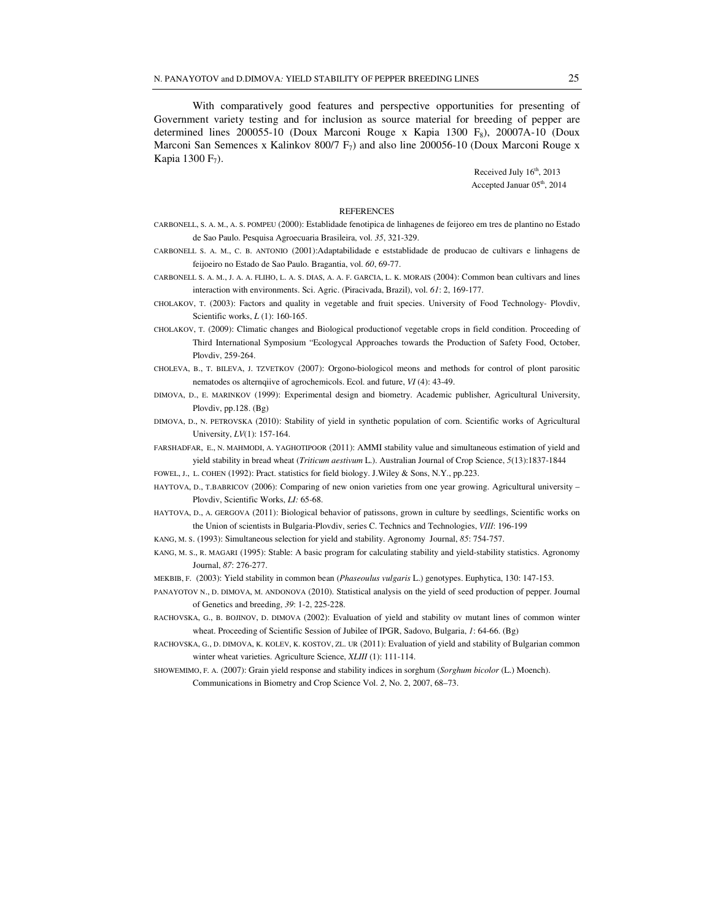With comparatively good features and perspective opportunities for presenting of Government variety testing and for inclusion as source material for breeding of pepper are determined lines 200055-10 (Doux Marconi Rouge x Kapia 1300 $F_8$), 20007A-10 (Doux Marconi San Semences x Kalinkov 800/7 $F_7$) and also line 200056-10 (Doux Marconi Rouge x Kapia 1300 $F_7$).

Received July 16th, 2013
Accepted Januar 05th, 2014

## REFERENCES

CARBONELL, S. A. M., A. S. POMPEU (2000): Establidade fenotipica de linhagenes de feijoreo em tres de plantino no Estado de Sao Paulo. Pesquisa Agroecuaria Brasileira, vol. *35*, 321-329.

CARBONELL S. A. M., C. B. ANTONIO (2001):Adaptabilidade e etststablidade de producao de cultivars e linhagens de feijoeiro no Estado de Sao Paulo. Bragantia, vol. *60*, 69-77.

CARBONELL S. A. M., J. A. A. FLIHO, L. A. S. DIAS, A. A. F. GARCIA, L. K. MORAIS (2004): Common bean cultivars and lines interaction with environments. Sci. Agric. (Piracivada, Brazil), vol. *61*: 2, 169-177.

CHOLAKOV, T. (2003): Factors and quality in vegetable and fruit species. University of Food Technology- Plovdiv, Scientific works, *L* (1): 160-165.

CHOLAKOV, T. (2009): Climatic changes and Biological productionof vegetable crops in field condition. Proceeding of Third International Symposium "Ecologycal Approaches towards the Production of Safety Food, October, Plovdiv, 259-264.

CHOLEVA, B., T. BILEVA, J. TZVETKOV (2007): Orgono-biologicol meons and methods for control of plont parositic nematodes os alternqiive of agrochemicols. Ecol. and future, *VI* (4): 43-49.

DIMOVA, D., E. MARINKOV (1999): Experimental design and biometry. Academic publisher, Agricultural University, Plovdiv, pp.128. (Bg)

DIMOVA, D., N. PETROVSKA (2010): Stability of yield in synthetic population of corn. Scientific works of Agricultural University, *LV*(1): 157-164.

FARSHADFAR, E., N. MAHMODI, A. YAGHOTIPOOR (2011): AMMI stability value and simultaneous estimation of yield and yield stability in bread wheat (*Triticum aestivum* L.). Australian Journal of Crop Science, *5*(13):1837-1844

FOWEL, J., L. COHEN (1992): Pract. statistics for field biology. J.Wiley & Sons, N.Y., pp.223.

HAYTOVA, D., T.BABRICOV (2006): Comparing of new onion varieties from one year growing. Agricultural university – Plovdiv, Scientific Works, *LI:* 65-68.

HAYTOVA, D., A. GERGOVA (2011): Biological behavior of patissons, grown in culture by seedlings, Scientific works on the Union of scientists in Bulgaria-Plovdiv, series C. Technics and Technologies, *VIII*: 196-199

KANG, M. S. (1993): Simultaneous selection for yield and stability. Agronomy Journal, *85*: 754-757.

KANG, M. S., R. MAGARI (1995): Stable: A basic program for calculating stability and yield-stability statistics. Agronomy Journal, *87*: 276-277.

MEKBIB, F. (2003): Yield stability in common bean (*Phaseoulus vulgaris* L.) genotypes. Euphytica, 130: 147-153.

PANAYOTOV N., D. DIMOVA, M. ANDONOVA (2010). Statistical analysis on the yield of seed production of pepper. Journal of Genetics and breeding, *39*: 1-2, 225-228.

RACHOVSKA, G., B. BOJINOV, D. DIMOVA (2002): Evaluation of yield and stability ov mutant lines of common winter wheat. Proceeding of Scientific Session of Jubilee of IPGR, Sadovo, Bulgaria, *1*: 64-66. (Bg)

RACHOVSKA, G., D. DIMOVA, K. KOLEV, K. KOSTOV, ZL. UR (2011): Evaluation of yield and stability of Bulgarian common winter wheat varieties. Agriculture Science, *XLIII* (1): 111-114.

SHOWEMIMO, F. A. (2007): Grain yield response and stability indices in sorghum (*Sorghum bicolor* (L.) Moench). Communications in Biometry and Crop Science Vol. *2*, No. 2, 2007, 68–73.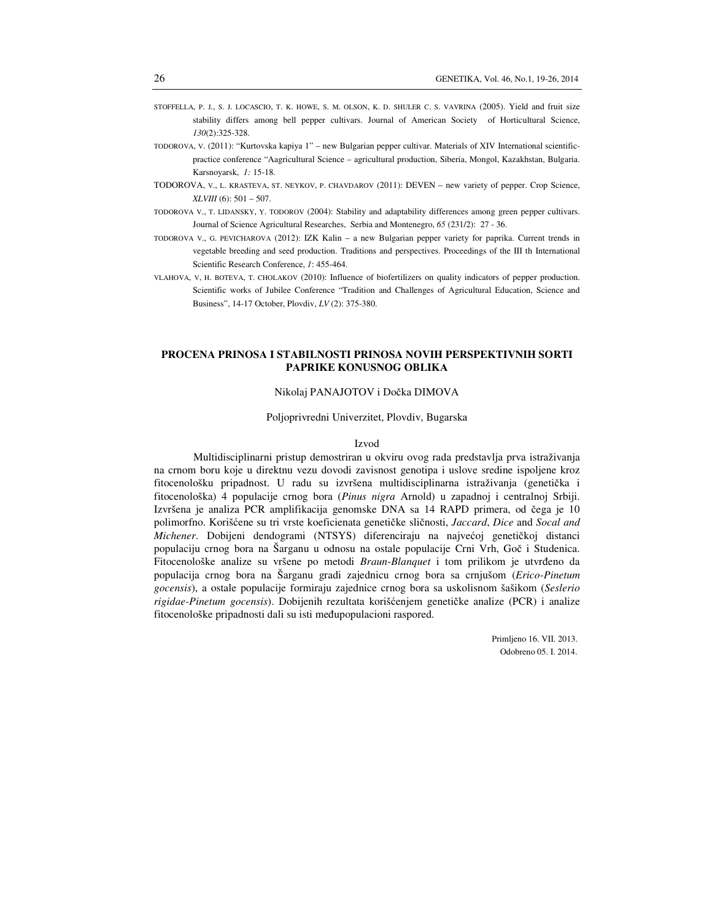STOFFELLA, P. J., S. J. LOCASCIO, T. K. HOWE, S. M. OLSON, K. D. SHULER C. S. VAVRINA (2005). Yield and fruit size stability differs among bell pepper cultivars. Journal of American Society of Horticultural Science, *130*(2):325-328.

TODOROVA, V. (2011): "Kurtovska kapiya 1" – new Bulgarian pepper cultivar. Materials of XIV International scientific-practice conference "Aagricultural Science – agricultural production, Siberia, Mongol, Kazakhstan, Bulgaria. Karsnoyarsk, *1:* 15-18.

TODOROVA, V., L. KRASTEVA, ST. NEYKOV, P. CHAVDAROV (2011): DEVEN – new variety of pepper. Crop Science, *XLVIII* (6): 501 – 507.

TODOROVA V., T. LIDANSKY, Y. TODOROV (2004): Stability and adaptability differences among green pepper cultivars. Journal of Science Agricultural Researches, Serbia and Montenegro, *65* (231/2): 27 - 36.

TODOROVA V., G. PEVICHAROVA (2012): IZK Kalin – a new Bulgarian pepper variety for paprika. Current trends in vegetable breeding and seed production. Traditions and perspectives. Proceedings of the III th International Scientific Research Conference, *1*: 455-464.

VLAHOVA, V, H. BOTEVA, T. CHOLAKOV (2010): Influence of biofertilizers on quality indicators of pepper production. Scientific works of Jubilee Conference "Tradition and Challenges of Agricultural Education, Science and Business", 14-17 October, Plovdiv, *LV* (2): 375-380.

## PROCENA PRINOSA I STABILNOSTI PRINOSA NOVIH PERSPEKTIVNIH SORTI PAPRIKE KONUSNOG OBLIKA

Nikolaj PANAJOTOV i Dočka DIMOVA

Poljoprivredni Univerzitet, Plovdiv, Bugarska

### Izvod

Multidisciplinarni pristup demostriran u okviru ovog rada predstavlja prva istraživanja na crnom boru koje u direktnu vezu dovodi zavisnost genotipa i uslove sredine ispoljene kroz fitocenološku pripadnost. U radu su izvršena multidisciplinarna istraživanja (genetička i fitocenološka) 4 populacije crnog bora (*Pinus nigra* Arnold) u zapadnoj i centralnoj Srbiji. Izvršena je analiza PCR amplifikacija genomske DNA sa 14 RAPD primera, od čega je 10 polimorfno. Korišćene su tri vrste koeficienata genetičke sličnosti, *Jaccard*, *Dice* and *Socal and Michener*. Dobijeni dendogrami (NTSYS) diferenciraju na najvećoj genetičkoj distanci populaciju crnog bora na Šarganu u odnosu na ostale populacije Crni Vrh, Goč i Studenica. Fitocenološke analize su vršene po metodi *Braun-Blanquet* i tom prilikom je utvrđeno da populacija crnog bora na Šarganu gradi zajednicu crnog bora sa crnjušom (*Erico-Pinetum gocensis*), a ostale populacije formiraju zajednice crnog bora sa uskolisnom šašikom (*Seslerio rigidae-Pinetum gocensis*). Dobijenih rezultata korišćenjem genetičke analize (PCR) i analize fitocenološke pripadnosti dali su isti međupopulacioni raspored.

Primljeno 16. VII. 2013.
Odobreno 05. I. 2014.